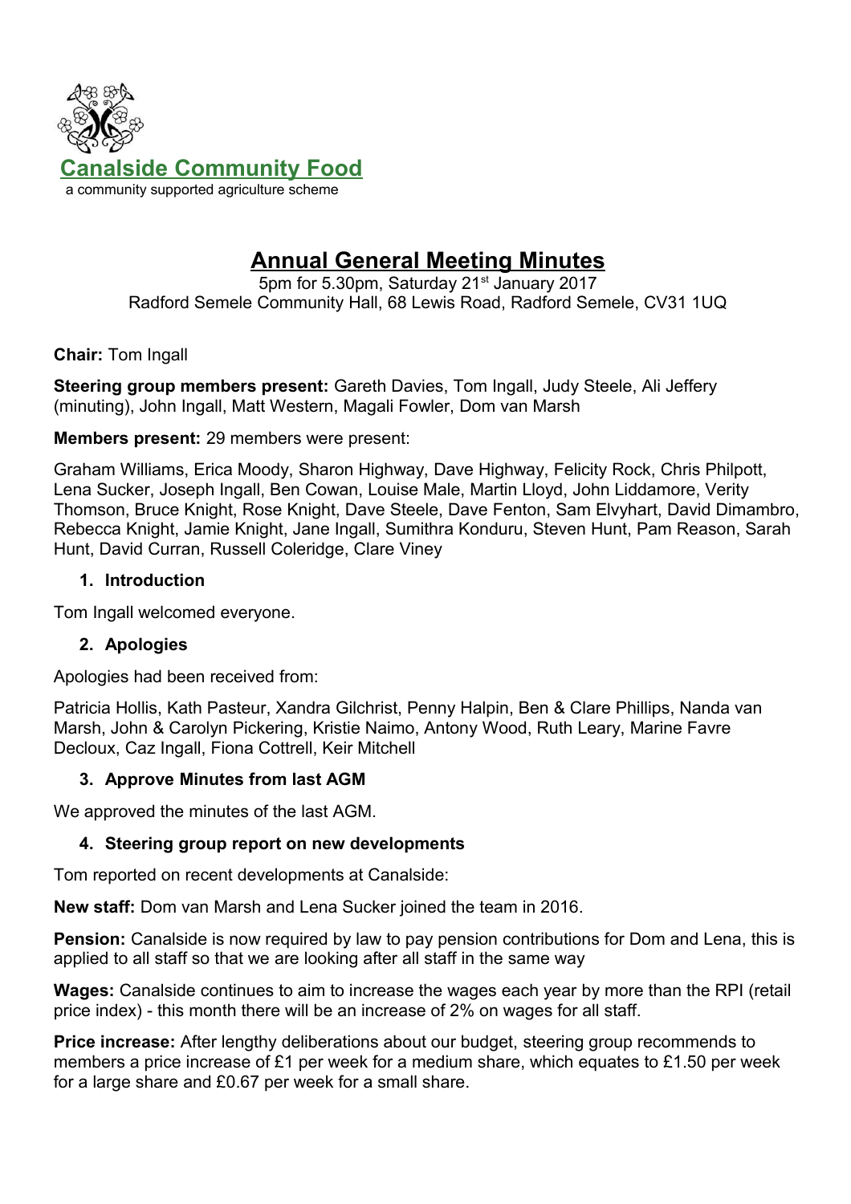# Canalside Community Food

a community supported agriculture scheme

## Annual General Meeting Minutes

5pm for 5.30pm, Saturday 21st January 2017
Radford Semele Community Hall, 68 Lewis Road, Radford Semele, CV31 1UQ

**Chair:** Tom Ingall

**Steering group members present:** Gareth Davies, Tom Ingall, Judy Steele, Ali Jeffery (minuting), John Ingall, Matt Western, Magali Fowler, Dom van Marsh

**Members present:** 29 members were present:

Graham Williams, Erica Moody, Sharon Highway, Dave Highway, Felicity Rock, Chris Philpott, Lena Sucker, Joseph Ingall, Ben Cowan, Louise Male, Martin Lloyd, John Liddamore, Verity Thomson, Bruce Knight, Rose Knight, Dave Steele, Dave Fenton, Sam Elvyhart, David Dimambro, Rebecca Knight, Jamie Knight, Jane Ingall, Sumithra Konduru, Steven Hunt, Pam Reason, Sarah Hunt, David Curran, Russell Coleridge, Clare Viney

### 1. Introduction

Tom Ingall welcomed everyone.

### 2. Apologies

Apologies had been received from:

Patricia Hollis, Kath Pasteur, Xandra Gilchrist, Penny Halpin, Ben & Clare Phillips, Nanda van Marsh, John & Carolyn Pickering, Kristie Naimo, Antony Wood, Ruth Leary, Marine Favre Decloux, Caz Ingall, Fiona Cottrell, Keir Mitchell

### 3. Approve Minutes from last AGM

We approved the minutes of the last AGM.

### 4. Steering group report on new developments

Tom reported on recent developments at Canalside:

**New staff:** Dom van Marsh and Lena Sucker joined the team in 2016.

**Pension:** Canalside is now required by law to pay pension contributions for Dom and Lena, this is applied to all staff so that we are looking after all staff in the same way

**Wages:** Canalside continues to aim to increase the wages each year by more than the RPI (retail price index) - this month there will be an increase of 2% on wages for all staff.

**Price increase:** After lengthy deliberations about our budget, steering group recommends to members a price increase of £1 per week for a medium share, which equates to £1.50 per week for a large share and £0.67 per week for a small share.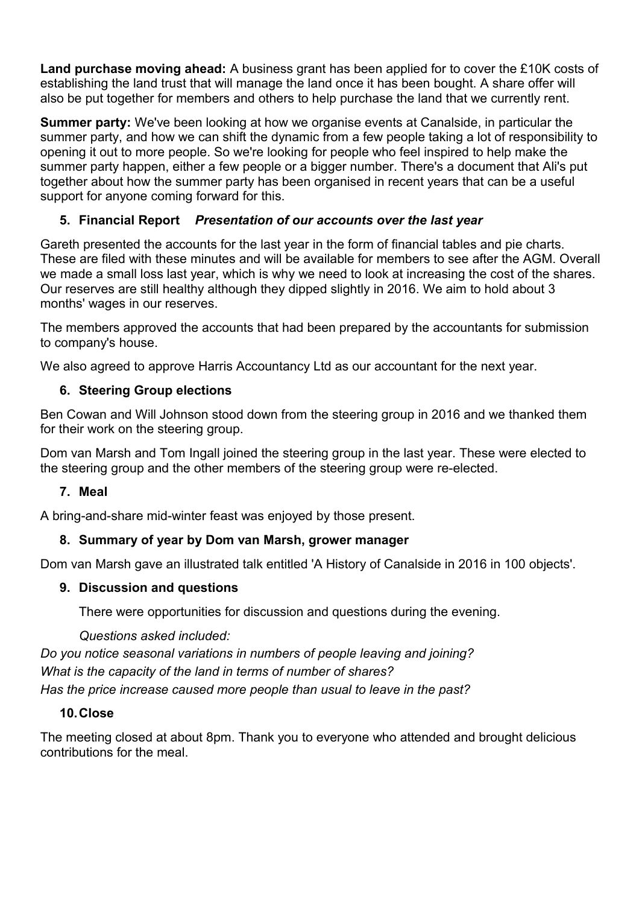**Land purchase moving ahead:** A business grant has been applied for to cover the £10K costs of establishing the land trust that will manage the land once it has been bought. A share offer will also be put together for members and others to help purchase the land that we currently rent.

**Summer party:** We've been looking at how we organise events at Canalside, in particular the summer party, and how we can shift the dynamic from a few people taking a lot of responsibility to opening it out to more people. So we're looking for people who feel inspired to help make the summer party happen, either a few people or a bigger number. There's a document that Ali's put together about how the summer party has been organised in recent years that can be a useful support for anyone coming forward for this.

### 5. Financial Report *Presentation of our accounts over the last year*

Gareth presented the accounts for the last year in the form of financial tables and pie charts. These are filed with these minutes and will be available for members to see after the AGM. Overall we made a small loss last year, which is why we need to look at increasing the cost of the shares. Our reserves are still healthy although they dipped slightly in 2016. We aim to hold about 3 months' wages in our reserves.

The members approved the accounts that had been prepared by the accountants for submission to company's house.

We also agreed to approve Harris Accountancy Ltd as our accountant for the next year.

### 6. Steering Group elections

Ben Cowan and Will Johnson stood down from the steering group in 2016 and we thanked them for their work on the steering group.

Dom van Marsh and Tom Ingall joined the steering group in the last year. These were elected to the steering group and the other members of the steering group were re-elected.

### 7. Meal

A bring-and-share mid-winter feast was enjoyed by those present.

### 8. Summary of year by Dom van Marsh, grower manager

Dom van Marsh gave an illustrated talk entitled 'A History of Canalside in 2016 in 100 objects'.

### 9. Discussion and questions

There were opportunities for discussion and questions during the evening.

*Questions asked included:*

*Do you notice seasonal variations in numbers of people leaving and joining?*
*What is the capacity of the land in terms of number of shares?*
*Has the price increase caused more people than usual to leave in the past?*

### 10. Close

The meeting closed at about 8pm. Thank you to everyone who attended and brought delicious contributions for the meal.